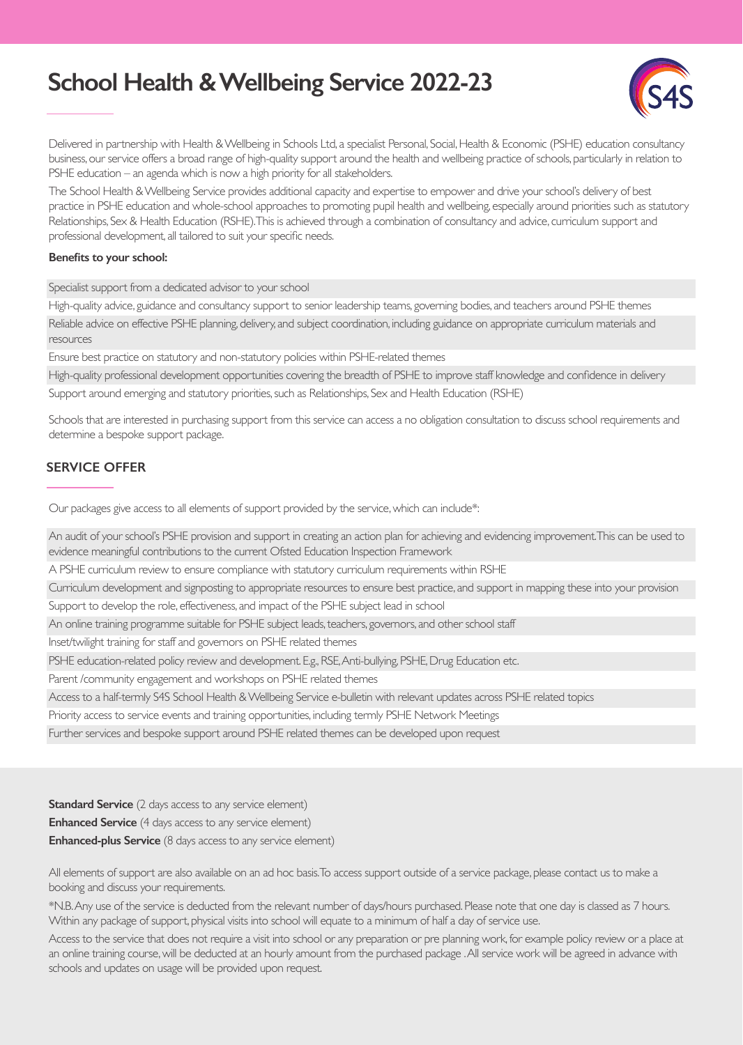# School Health & Wellbeing Service 2022-23

Delivered in partnership with Health & Wellbeing in Schools Ltd, a specialist Personal, Social, Health & Economic (PSHE) education consultancy business, our service offers a broad range of high-quality support around the health and wellbeing practice of schools, particularly in relation to PSHE education – an agenda which is now a high priority for all stakeholders.

The School Health & Wellbeing Service provides additional capacity and expertise to empower and drive your school's delivery of best practice in PSHE education and whole-school approaches to promoting pupil health and wellbeing, especially around priorities such as statutory Relationships, Sex & Health Education (RSHE). This is achieved through a combination of consultancy and advice, curriculum support and professional development, all tailored to suit your specific needs.

**Benefits to your school:**

- Specialist support from a dedicated advisor to your school
- High-quality advice, guidance and consultancy support to senior leadership teams, governing bodies, and teachers around PSHE themes
- Reliable advice on effective PSHE planning, delivery, and subject coordination, including guidance on appropriate curriculum materials and resources
- Ensure best practice on statutory and non-statutory policies within PSHE-related themes
- High-quality professional development opportunities covering the breadth of PSHE to improve staff knowledge and confidence in delivery
- Support around emerging and statutory priorities, such as Relationships, Sex and Health Education (RSHE)

Schools that are interested in purchasing support from this service can access a no obligation consultation to discuss school requirements and determine a bespoke support package.

## SERVICE OFFER

Our packages give access to all elements of support provided by the service, which can include*:

- An audit of your school's PSHE provision and support in creating an action plan for achieving and evidencing improvement. This can be used to evidence meaningful contributions to the current Ofsted Education Inspection Framework
- A PSHE curriculum review to ensure compliance with statutory curriculum requirements within RSHE
- Curriculum development and signposting to appropriate resources to ensure best practice, and support in mapping these into your provision
- Support to develop the role, effectiveness, and impact of the PSHE subject lead in school
- An online training programme suitable for PSHE subject leads, teachers, governors, and other school staff
- Inset/twilight training for staff and governors on PSHE related themes
- PSHE education-related policy review and development. E.g., RSE, Anti-bullying, PSHE, Drug Education etc.
- Parent /community engagement and workshops on PSHE related themes
- Access to a half-termly S4S School Health & Wellbeing Service e-bulletin with relevant updates across PSHE related topics
- Priority access to service events and training opportunities, including termly PSHE Network Meetings
- Further services and bespoke support around PSHE related themes can be developed upon request

**Standard Service** (2 days access to any service element)
**Enhanced Service** (4 days access to any service element)
**Enhanced-plus Service** (8 days access to any service element)

All elements of support are also available on an ad hoc basis. To access support outside of a service package, please contact us to make a booking and discuss your requirements.

*N.B. Any use of the service is deducted from the relevant number of days/hours purchased. Please note that one day is classed as 7 hours. Within any package of support, physical visits into school will equate to a minimum of half a day of service use.

Access to the service that does not require a visit into school or any preparation or pre planning work, for example policy review or a place at an online training course, will be deducted at an hourly amount from the purchased package . All service work will be agreed in advance with schools and updates on usage will be provided upon request.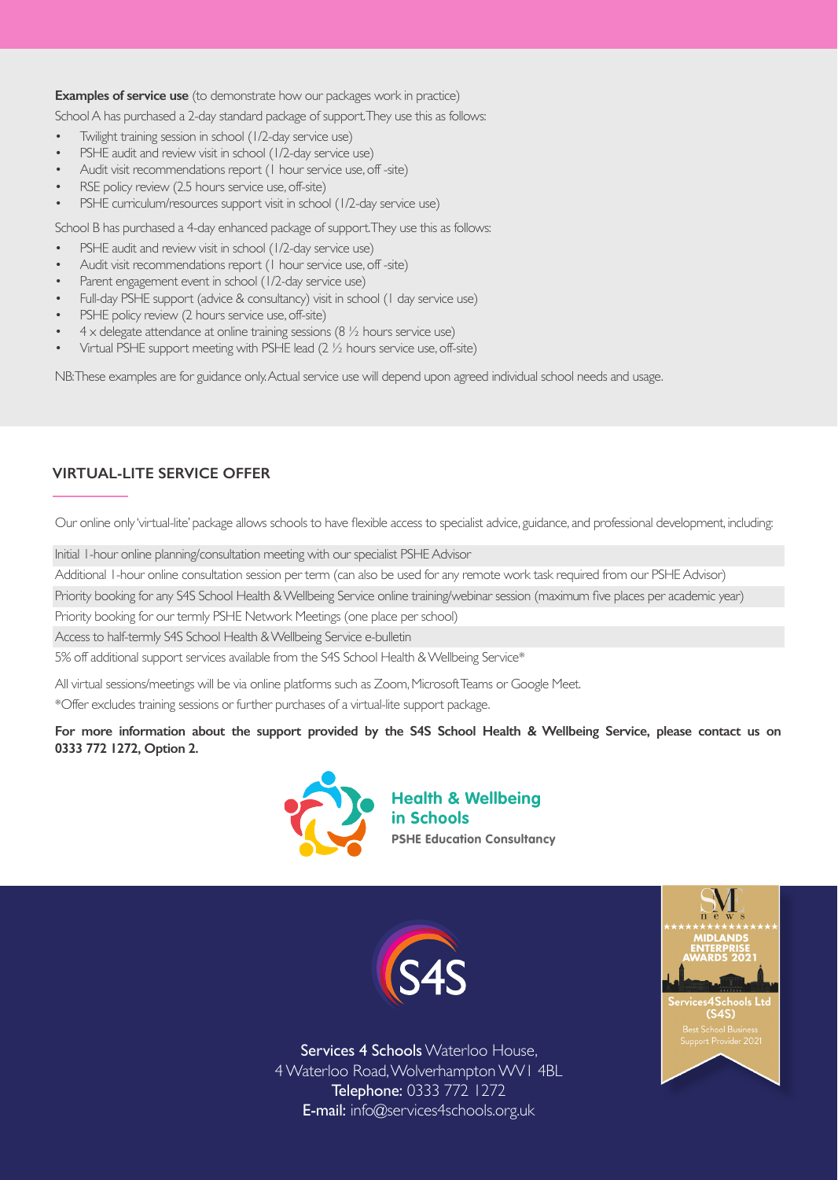**Examples of service use** (to demonstrate how our packages work in practice)

School A has purchased a 2-day standard package of support. They use this as follows:

- Twilight training session in school (1/2-day service use)
- PSHE audit and review visit in school (1/2-day service use)
- Audit visit recommendations report (1 hour service use, off -site)
- RSE policy review (2.5 hours service use, off-site)
- PSHE curriculum/resources support visit in school (1/2-day service use)

School B has purchased a 4-day enhanced package of support. They use this as follows:

- PSHE audit and review visit in school (1/2-day service use)
- Audit visit recommendations report (1 hour service use, off -site)
- Parent engagement event in school (1/2-day service use)
- Full-day PSHE support (advice & consultancy) visit in school (1 day service use)
- PSHE policy review (2 hours service use, off-site)
- 4 x delegate attendance at online training sessions (8 ½ hours service use)
- Virtual PSHE support meeting with PSHE lead (2 ½ hours service use, off-site)

NB: These examples are for guidance only. Actual service use will depend upon agreed individual school needs and usage.

## VIRTUAL-LITE SERVICE OFFER

Our online only 'virtual-lite' package allows schools to have flexible access to specialist advice, guidance, and professional development, including:

| |
|---|
| Initial 1-hour online planning/consultation meeting with our specialist PSHE Advisor |
| Additional 1-hour online consultation session per term (can also be used for any remote work task required from our PSHE Advisor) |
| Priority booking for any S4S School Health & Wellbeing Service online training/webinar session (maximum five places per academic year) |
| Priority booking for our termly PSHE Network Meetings (one place per school) |
| Access to half-termly S4S School Health & Wellbeing Service e-bulletin |
| 5% off additional support services available from the S4S School Health & Wellbeing Service* |

All virtual sessions/meetings will be via online platforms such as Zoom, Microsoft Teams or Google Meet.

*Offer excludes training sessions or further purchases of a virtual-lite support package.

**For more information about the support provided by the S4S School Health & Wellbeing Service, please contact us on 0333 772 1272, Option 2.**

**Health & Wellbeing in Schools**
**PSHE Education Consultancy**

S4S

**Services 4 Schools** Waterloo House, 4 Waterloo Road, Wolverhampton WV1 4BL
**Telephone:** 0333 772 1272
**E-mail:** info@services4schools.org.uk

SME news
MIDLANDS ENTERPRISE AWARDS 2021
Services4Schools Ltd (S4S)
Best School Business Support Provider 2021